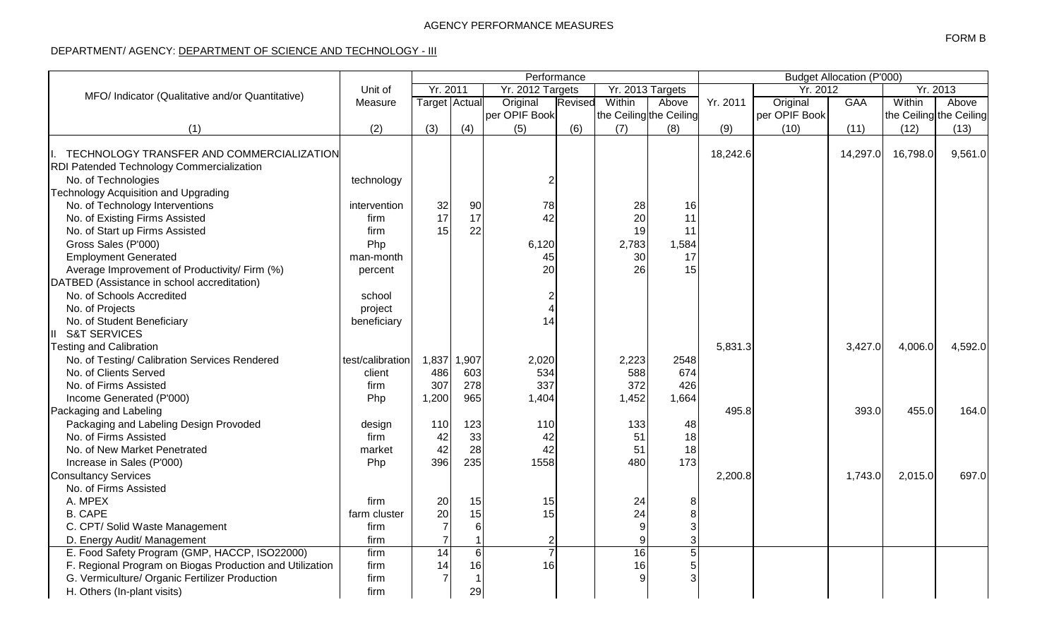AGENCY PERFORMANCE MEASURES

FORM B

DEPARTMENT/ AGENCY: DEPARTMENT OF SCIENCE AND TECHNOLOGY - III

| MFO/ Indicator (Qualitative and/or Quantitative) | Unit of Measure | Performance | | | | | | Budget Allocation (P'000) | | | | |
|---|---|---|---|---|---|---|---|---|---|---|---|---|
| | | Yr. 2011 | | Yr. 2012 Targets | | Yr. 2013 Targets | | Yr. 2011 | Yr. 2012 | | Yr. 2013 | |
| | | Target | Actual | Original per OPIF Book | Revised | Within the Ceiling | Above the Ceiling | | Original per OPIF Book | GAA | Within the Ceiling | Above the Ceiling |
| (1) | (2) | (3) | (4) | (5) | (6) | (7) | (8) | (9) | (10) | (11) | (12) | (13) |
| I. TECHNOLOGY TRANSFER AND COMMERCIALIZATION | | | | | | | | 18,242.6 | | 14,297.0 | 16,798.0 | 9,561.0 |
| RDI Patended Technology Commercialization | | | | | | | | | | | | |
| No. of Technologies | technology | | | 2 | | | | | | | | |
| Technology Acquisition and Upgrading | | | | | | | | | | | | |
| No. of Technology Interventions | intervention | 32 | 90 | 78 | | 28 | 16 | | | | | |
| No. of Existing Firms Assisted | firm | 17 | 17 | 42 | | 20 | 11 | | | | | |
| No. of Start up Firms Assisted | firm | 15 | 22 | | | 19 | 11 | | | | | |
| Gross Sales (P'000) | Php | | | 6,120 | | 2,783 | 1,584 | | | | | |
| Employment Generated | man-month | | | 45 | | 30 | 17 | | | | | |
| Average Improvement of Productivity/ Firm (%) | percent | | | 20 | | 26 | 15 | | | | | |
| DATBED (Assistance in school accreditation) | | | | | | | | | | | | |
| No. of Schools Accredited | school | | | 2 | | | | | | | | |
| No. of Projects | project | | | 4 | | | | | | | | |
| No. of Student Beneficiary | beneficiary | | | 14 | | | | | | | | |
| II S&T SERVICES | | | | | | | | | | | | |
| Testing and Calibration | | | | | | | | 5,831.3 | | 3,427.0 | 4,006.0 | 4,592.0 |
| No. of Testing/ Calibration Services Rendered | test/calibration | 1,837 | 1,907 | 2,020 | | 2,223 | 2548 | | | | | |
| No. of Clients Served | client | 486 | 603 | 534 | | 588 | 674 | | | | | |
| No. of Firms Assisted | firm | 307 | 278 | 337 | | 372 | 426 | | | | | |
| Income Generated (P'000) | Php | 1,200 | 965 | 1,404 | | 1,452 | 1,664 | | | | | |
| Packaging and Labeling | | | | | | | | 495.8 | | 393.0 | 455.0 | 164.0 |
| Packaging and Labeling Design Provoded | design | 110 | 123 | 110 | | 133 | 48 | | | | | |
| No. of Firms Assisted | firm | 42 | 33 | 42 | | 51 | 18 | | | | | |
| No. of New Market Penetrated | market | 42 | 28 | 42 | | 51 | 18 | | | | | |
| Increase in Sales (P'000) | Php | 396 | 235 | 1558 | | 480 | 173 | | | | | |
| Consultancy Services | | | | | | | | 2,200.8 | | 1,743.0 | 2,015.0 | 697.0 |
| No. of Firms Assisted | | | | | | | | | | | | |
| A. MPEX | firm | 20 | 15 | 15 | | 24 | 8 | | | | | |
| B. CAPE | farm cluster | 20 | 15 | 15 | | 24 | 8 | | | | | |
| C. CPT/ Solid Waste Management | firm | 7 | 6 | | | 9 | 3 | | | | | |
| D. Energy Audit/ Management | firm | 7 | 1 | 2 | | 9 | 3 | | | | | |
| E. Food Safety Program (GMP, HACCP, ISO22000) | firm | 14 | 6 | 7 | | 16 | 5 | | | | | |
| F. Regional Program on Biogas Production and Utilization | firm | 14 | 16 | 16 | | 16 | 5 | | | | | |
| G. Vermiculture/ Organic Fertilizer Production | firm | 7 | 1 | | | 9 | 3 | | | | | |
| H. Others (In-plant visits) | firm | | 29 | | | | | | | | | |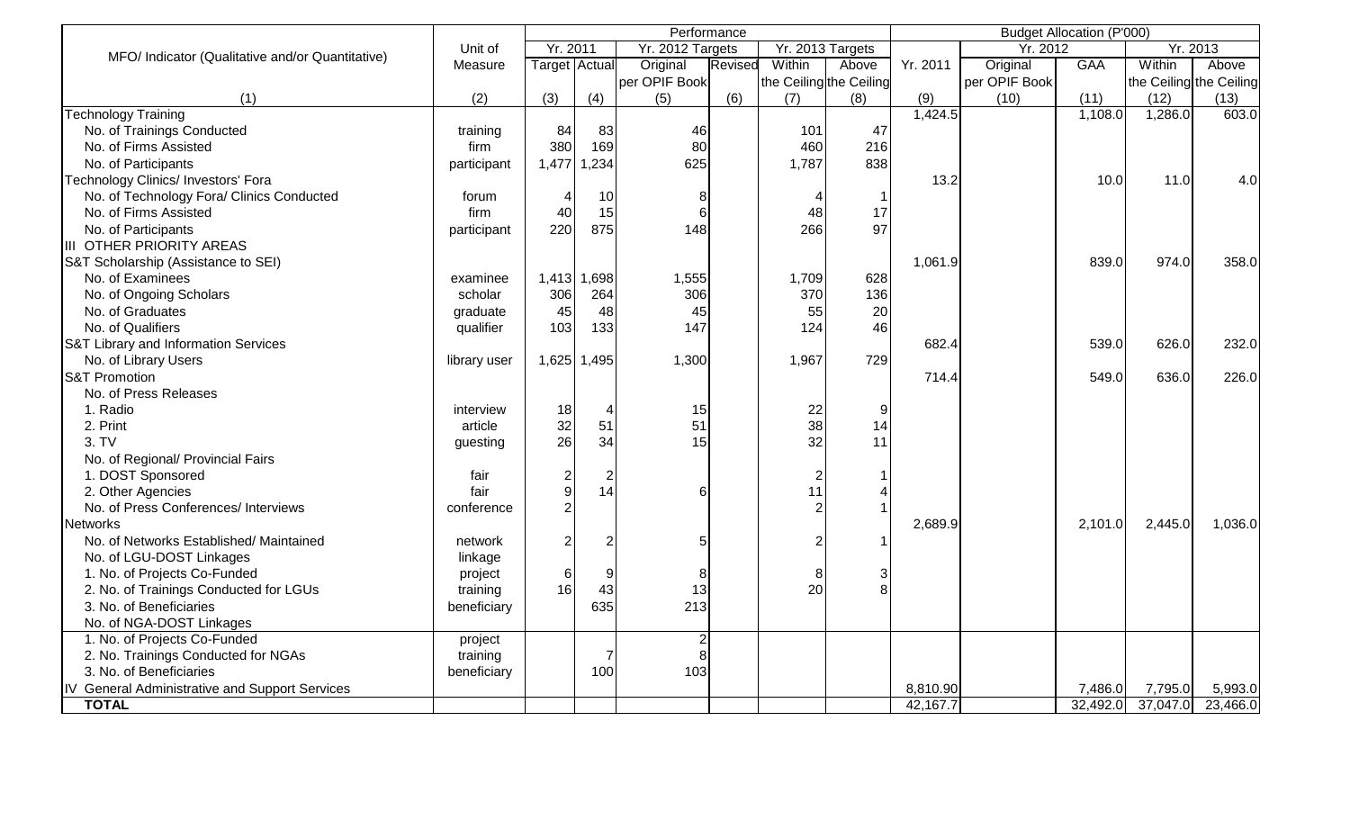| MFO/ Indicator (Qualitative and/or Quantitative) | Unit of Measure | Performance | | | | | | Budget Allocation (P'000) | | | | |
|---|---|---|---|---|---|---|---|---|---|---|---|---|
| | | Yr. 2011 | | Yr. 2012 Targets | | Yr. 2013 Targets | | Yr. 2011 | Yr. 2012 | | Yr. 2013 | |
| | | Target | Actual | Original per OPIF Book | Revised | Within the Ceiling | Above the Ceiling | | Original per OPIF Book | GAA | Within the Ceiling | Above the Ceiling |
| (1) | (2) | (3) | (4) | (5) | (6) | (7) | (8) | (9) | (10) | (11) | (12) | (13) |
| Technology Training | | | | | | | | 1,424.5 | | 1,108.0 | 1,286.0 | 603.0 |
| No. of Trainings Conducted | training | 84 | 83 | 46 | | 101 | 47 | | | | | |
| No. of Firms Assisted | firm | 380 | 169 | 80 | | 460 | 216 | | | | | |
| No. of Participants | participant | 1,477 | 1,234 | 625 | | 1,787 | 838 | | | | | |
| Technology Clinics/ Investors' Fora | | | | | | | | 13.2 | | 10.0 | 11.0 | 4.0 |
| No. of Technology Fora/ Clinics Conducted | forum | 4 | 10 | 8 | | 4 | 1 | | | | | |
| No. of Firms Assisted | firm | 40 | 15 | 6 | | 48 | 17 | | | | | |
| No. of Participants | participant | 220 | 875 | 148 | | 266 | 97 | | | | | |
| III OTHER PRIORITY AREAS | | | | | | | | | | | | |
| S&T Scholarship (Assistance to SEI) | | | | | | | | 1,061.9 | | 839.0 | 974.0 | 358.0 |
| No. of Examinees | examinee | 1,413 | 1,698 | 1,555 | | 1,709 | 628 | | | | | |
| No. of Ongoing Scholars | scholar | 306 | 264 | 306 | | 370 | 136 | | | | | |
| No. of Graduates | graduate | 45 | 48 | 45 | | 55 | 20 | | | | | |
| No. of Qualifiers | qualifier | 103 | 133 | 147 | | 124 | 46 | | | | | |
| S&T Library and Information Services | | | | | | | | 682.4 | | 539.0 | 626.0 | 232.0 |
| No. of Library Users | library user | 1,625 | 1,495 | 1,300 | | 1,967 | 729 | | | | | |
| S&T Promotion | | | | | | | | 714.4 | | 549.0 | 636.0 | 226.0 |
| No. of Press Releases | | | | | | | | | | | | |
| 1. Radio | interview | 18 | 4 | 15 | | 22 | 9 | | | | | |
| 2. Print | article | 32 | 51 | 51 | | 38 | 14 | | | | | |
| 3. TV | guesting | 26 | 34 | 15 | | 32 | 11 | | | | | |
| No. of Regional/ Provincial Fairs | | | | | | | | | | | | |
| 1. DOST Sponsored | fair | 2 | 2 | | | 2 | 1 | | | | | |
| 2. Other Agencies | fair | 9 | 14 | 6 | | 11 | 4 | | | | | |
| No. of Press Conferences/ Interviews | conference | 2 | | | | 2 | 1 | | | | | |
| Networks | | | | | | | | 2,689.9 | | 2,101.0 | 2,445.0 | 1,036.0 |
| No. of Networks Established/ Maintained | network | 2 | 2 | 5 | | 2 | 1 | | | | | |
| No. of LGU-DOST Linkages | linkage | | | | | | | | | | | |
| 1. No. of Projects Co-Funded | project | 6 | 9 | 8 | | 8 | 3 | | | | | |
| 2. No. of Trainings Conducted for LGUs | training | 16 | 43 | 13 | | 20 | 8 | | | | | |
| 3. No. of Beneficiaries | beneficiary | | 635 | 213 | | | | | | | | |
| No. of NGA-DOST Linkages | | | | | | | | | | | | |
| 1. No. of Projects Co-Funded | project | | | 2 | | | | | | | | |
| 2. No. Trainings Conducted for NGAs | training | | 7 | 8 | | | | | | | | |
| 3. No. of Beneficiaries | beneficiary | | 100 | 103 | | | | | | | | |
| IV General Administrative and Support Services | | | | | | | | 8,810.90 | | 7,486.0 | 7,795.0 | 5,993.0 |
| **TOTAL** | | | | | | | | 42,167.7 | | 32,492.0 | 37,047.0 | 23,466.0 |